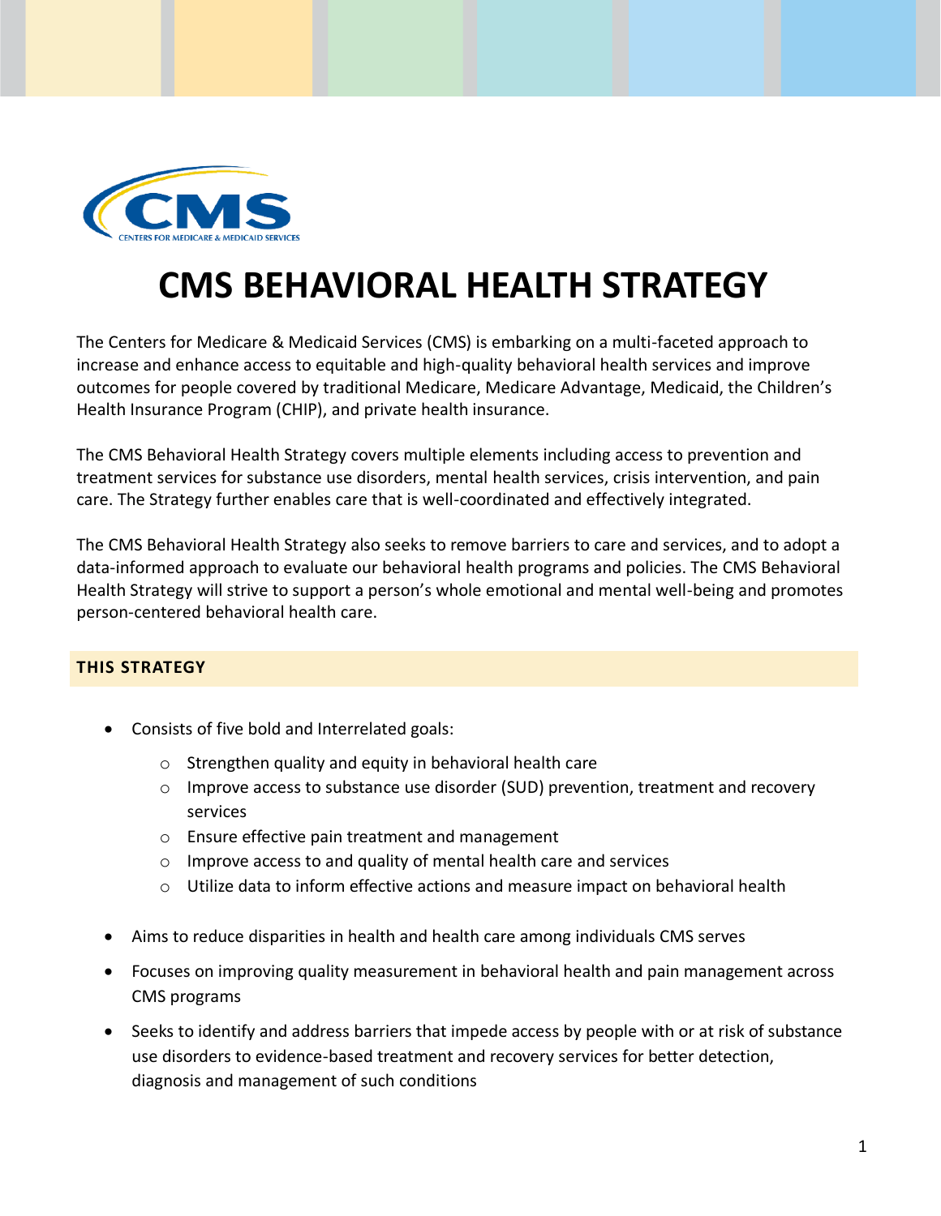# CMS BEHAVIORAL HEALTH STRATEGY

The Centers for Medicare & Medicaid Services (CMS) is embarking on a multi-faceted approach to increase and enhance access to equitable and high-quality behavioral health services and improve outcomes for people covered by traditional Medicare, Medicare Advantage, Medicaid, the Children's Health Insurance Program (CHIP), and private health insurance.

The CMS Behavioral Health Strategy covers multiple elements including access to prevention and treatment services for substance use disorders, mental health services, crisis intervention, and pain care. The Strategy further enables care that is well-coordinated and effectively integrated.

The CMS Behavioral Health Strategy also seeks to remove barriers to care and services, and to adopt a data-informed approach to evaluate our behavioral health programs and policies. The CMS Behavioral Health Strategy will strive to support a person's whole emotional and mental well-being and promotes person-centered behavioral health care.

## THIS STRATEGY

- Consists of five bold and Interrelated goals:
  - Strengthen quality and equity in behavioral health care
  - Improve access to substance use disorder (SUD) prevention, treatment and recovery services
  - Ensure effective pain treatment and management
  - Improve access to and quality of mental health care and services
  - Utilize data to inform effective actions and measure impact on behavioral health
- Aims to reduce disparities in health and health care among individuals CMS serves
- Focuses on improving quality measurement in behavioral health and pain management across CMS programs
- Seeks to identify and address barriers that impede access by people with or at risk of substance use disorders to evidence-based treatment and recovery services for better detection, diagnosis and management of such conditions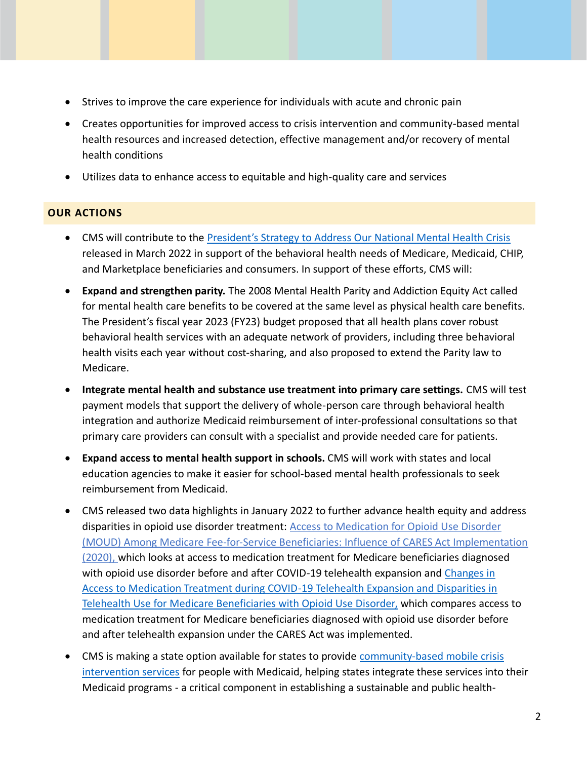- Strives to improve the care experience for individuals with acute and chronic pain
- Creates opportunities for improved access to crisis intervention and community-based mental health resources and increased detection, effective management and/or recovery of mental health conditions
- Utilizes data to enhance access to equitable and high-quality care and services

## OUR ACTIONS

- CMS will contribute to the President's Strategy to Address Our National Mental Health Crisis released in March 2022 in support of the behavioral health needs of Medicare, Medicaid, CHIP, and Marketplace beneficiaries and consumers. In support of these efforts, CMS will:
- **Expand and strengthen parity.** The 2008 Mental Health Parity and Addiction Equity Act called for mental health care benefits to be covered at the same level as physical health care benefits. The President's fiscal year 2023 (FY23) budget proposed that all health plans cover robust behavioral health services with an adequate network of providers, including three behavioral health visits each year without cost-sharing, and also proposed to extend the Parity law to Medicare.
- **Integrate mental health and substance use treatment into primary care settings.** CMS will test payment models that support the delivery of whole-person care through behavioral health integration and authorize Medicaid reimbursement of inter-professional consultations so that primary care providers can consult with a specialist and provide needed care for patients.
- **Expand access to mental health support in schools.** CMS will work with states and local education agencies to make it easier for school-based mental health professionals to seek reimbursement from Medicaid.
- CMS released two data highlights in January 2022 to further advance health equity and address disparities in opioid use disorder treatment: Access to Medication for Opioid Use Disorder (MOUD) Among Medicare Fee-for-Service Beneficiaries: Influence of CARES Act Implementation (2020), which looks at access to medication treatment for Medicare beneficiaries diagnosed with opioid use disorder before and after COVID-19 telehealth expansion and Changes in Access to Medication Treatment during COVID-19 Telehealth Expansion and Disparities in Telehealth Use for Medicare Beneficiaries with Opioid Use Disorder, which compares access to medication treatment for Medicare beneficiaries diagnosed with opioid use disorder before and after telehealth expansion under the CARES Act was implemented.
- CMS is making a state option available for states to provide community-based mobile crisis intervention services for people with Medicaid, helping states integrate these services into their Medicaid programs - a critical component in establishing a sustainable and public health-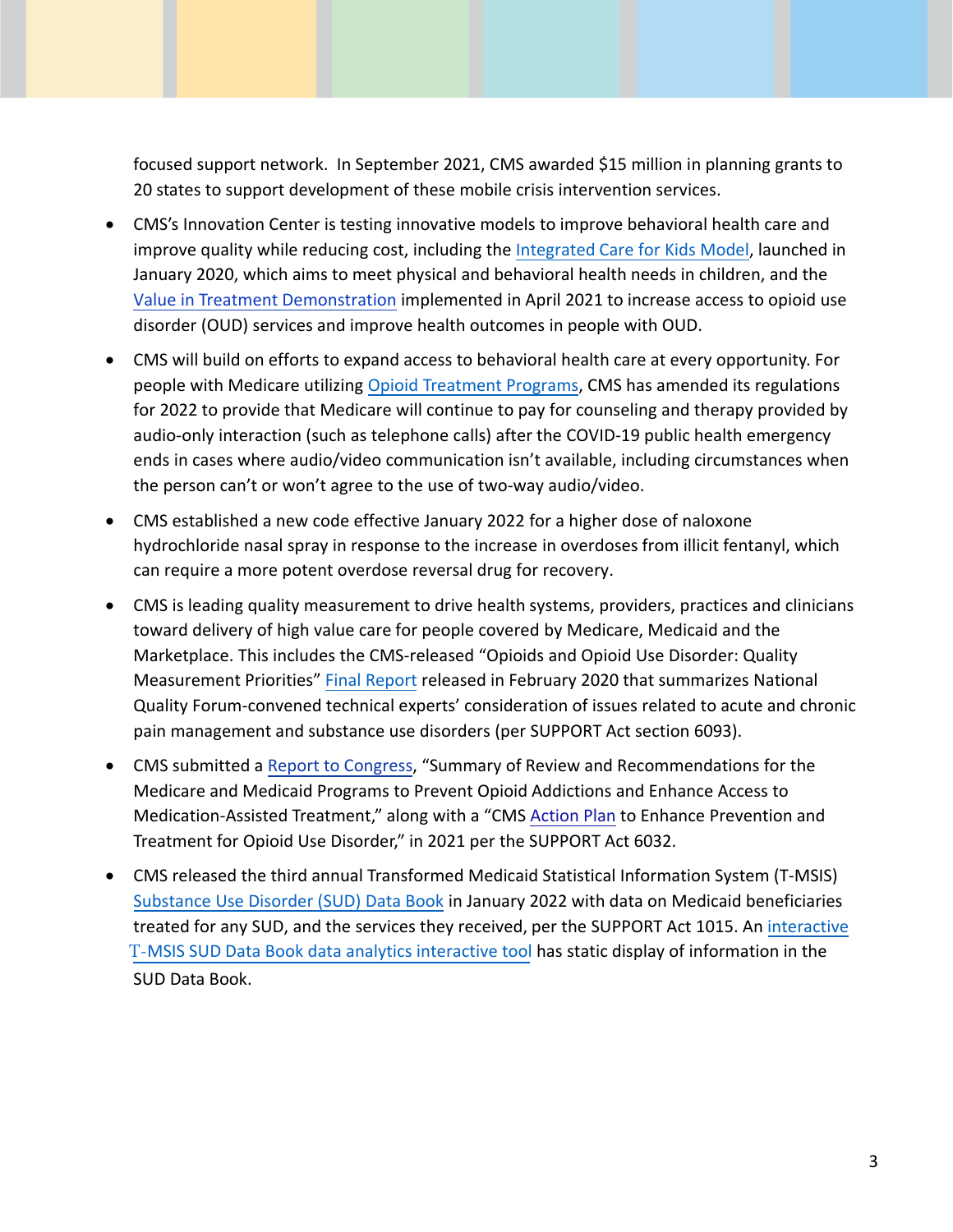focused support network. In September 2021, CMS awarded $15 million in planning grants to 20 states to support development of these mobile crisis intervention services.

- CMS's Innovation Center is testing innovative models to improve behavioral health care and improve quality while reducing cost, including the Integrated Care for Kids Model, launched in January 2020, which aims to meet physical and behavioral health needs in children, and the Value in Treatment Demonstration implemented in April 2021 to increase access to opioid use disorder (OUD) services and improve health outcomes in people with OUD.
- CMS will build on efforts to expand access to behavioral health care at every opportunity. For people with Medicare utilizing Opioid Treatment Programs, CMS has amended its regulations for 2022 to provide that Medicare will continue to pay for counseling and therapy provided by audio-only interaction (such as telephone calls) after the COVID-19 public health emergency ends in cases where audio/video communication isn't available, including circumstances when the person can't or won't agree to the use of two-way audio/video.
- CMS established a new code effective January 2022 for a higher dose of naloxone hydrochloride nasal spray in response to the increase in overdoses from illicit fentanyl, which can require a more potent overdose reversal drug for recovery.
- CMS is leading quality measurement to drive health systems, providers, practices and clinicians toward delivery of high value care for people covered by Medicare, Medicaid and the Marketplace. This includes the CMS-released "Opioids and Opioid Use Disorder: Quality Measurement Priorities" Final Report released in February 2020 that summarizes National Quality Forum-convened technical experts' consideration of issues related to acute and chronic pain management and substance use disorders (per SUPPORT Act section 6093).
- CMS submitted a Report to Congress, "Summary of Review and Recommendations for the Medicare and Medicaid Programs to Prevent Opioid Addictions and Enhance Access to Medication-Assisted Treatment," along with a "CMS Action Plan to Enhance Prevention and Treatment for Opioid Use Disorder," in 2021 per the SUPPORT Act 6032.
- CMS released the third annual Transformed Medicaid Statistical Information System (T-MSIS) Substance Use Disorder (SUD) Data Book in January 2022 with data on Medicaid beneficiaries treated for any SUD, and the services they received, per the SUPPORT Act 1015. An interactive T-MSIS SUD Data Book data analytics interactive tool has static display of information in the SUD Data Book.